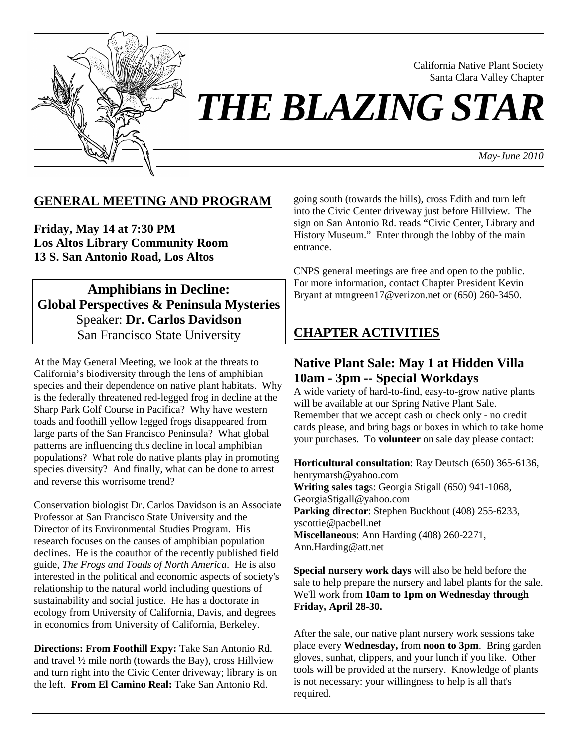California Native Plant Society
Santa Clara Valley Chapter

# THE BLAZING STAR

*May-June 2010*

## GENERAL MEETING AND PROGRAM

**Friday, May 14 at 7:30 PM**
**Los Altos Library Community Room**
**13 S. San Antonio Road, Los Altos**

**Amphibians in Decline:**
**Global Perspectives & Peninsula Mysteries**
Speaker: **Dr. Carlos Davidson**
San Francisco State University

At the May General Meeting, we look at the threats to California's biodiversity through the lens of amphibian species and their dependence on native plant habitats. Why is the federally threatened red-legged frog in decline at the Sharp Park Golf Course in Pacifica? Why have western toads and foothill yellow legged frogs disappeared from large parts of the San Francisco Peninsula? What global patterns are influencing this decline in local amphibian populations? What role do native plants play in promoting species diversity? And finally, what can be done to arrest and reverse this worrisome trend?

Conservation biologist Dr. Carlos Davidson is an Associate Professor at San Francisco State University and the Director of its Environmental Studies Program. His research focuses on the causes of amphibian population declines. He is the coauthor of the recently published field guide, *The Frogs and Toads of North America*. He is also interested in the political and economic aspects of society's relationship to the natural world including questions of sustainability and social justice. He has a doctorate in ecology from University of California, Davis, and degrees in economics from University of California, Berkeley.

**Directions: From Foothill Expy:** Take San Antonio Rd. and travel ½ mile north (towards the Bay), cross Hillview and turn right into the Civic Center driveway; library is on the left. **From El Camino Real:** Take San Antonio Rd. going south (towards the hills), cross Edith and turn left into the Civic Center driveway just before Hillview. The sign on San Antonio Rd. reads "Civic Center, Library and History Museum." Enter through the lobby of the main entrance.

CNPS general meetings are free and open to the public. For more information, contact Chapter President Kevin Bryant at mtngreen17@verizon.net or (650) 260-3450.

## CHAPTER ACTIVITIES

### Native Plant Sale: May 1 at Hidden Villa 10am - 3pm -- Special Workdays

A wide variety of hard-to-find, easy-to-grow native plants will be available at our Spring Native Plant Sale. Remember that we accept cash or check only - no credit cards please, and bring bags or boxes in which to take home your purchases. To **volunteer** on sale day please contact:

**Horticultural consultation**: Ray Deutsch (650) 365-6136, henrymarsh@yahoo.com
**Writing sales tag**s: Georgia Stigall (650) 941-1068, GeorgiaStigall@yahoo.com
**Parking director**: Stephen Buckhout (408) 255-6233, yscottie@pacbell.net
**Miscellaneous**: Ann Harding (408) 260-2271, Ann.Harding@att.net

**Special nursery work days** will also be held before the sale to help prepare the nursery and label plants for the sale. We'll work from **10am to 1pm on Wednesday through Friday, April 28-30.**

After the sale, our native plant nursery work sessions take place every **Wednesday,** from **noon to 3pm**. Bring garden gloves, sunhat, clippers, and your lunch if you like. Other tools will be provided at the nursery. Knowledge of plants is not necessary: your willingness to help is all that's required.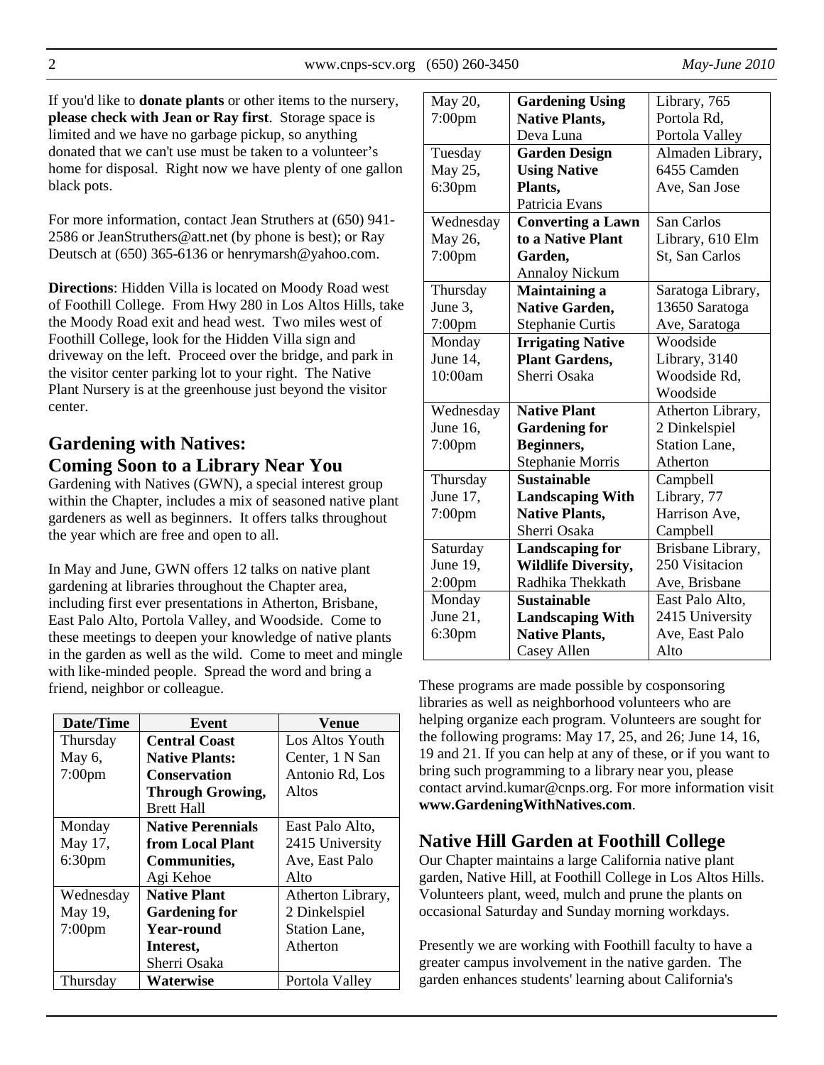If you'd like to **donate plants** or other items to the nursery, **please check with Jean or Ray first**. Storage space is limited and we have no garbage pickup, so anything donated that we can't use must be taken to a volunteer's home for disposal. Right now we have plenty of one gallon black pots.

For more information, contact Jean Struthers at (650) 941-2586 or JeanStruthers@att.net (by phone is best); or Ray Deutsch at (650) 365-6136 or henrymarsh@yahoo.com.

**Directions**: Hidden Villa is located on Moody Road west of Foothill College. From Hwy 280 in Los Altos Hills, take the Moody Road exit and head west. Two miles west of Foothill College, look for the Hidden Villa sign and driveway on the left. Proceed over the bridge, and park in the visitor center parking lot to your right. The Native Plant Nursery is at the greenhouse just beyond the visitor center.

## Gardening with Natives: Coming Soon to a Library Near You

Gardening with Natives (GWN), a special interest group within the Chapter, includes a mix of seasoned native plant gardeners as well as beginners. It offers talks throughout the year which are free and open to all.

In May and June, GWN offers 12 talks on native plant gardening at libraries throughout the Chapter area, including first ever presentations in Atherton, Brisbane, East Palo Alto, Portola Valley, and Woodside. Come to these meetings to deepen your knowledge of native plants in the garden as well as the wild. Come to meet and mingle with like-minded people. Spread the word and bring a friend, neighbor or colleague.

| Date/Time | Event | Venue |
|---|---|---|
| Thursday May 6, 7:00pm | **Central Coast Native Plants: Conservation Through Growing,** Brett Hall | Los Altos Youth Center, 1 N San Antonio Rd, Los Altos |
| Monday May 17, 6:30pm | **Native Perennials from Local Plant Communities,** Agi Kehoe | East Palo Alto, 2415 University Ave, East Palo Alto |
| Wednesday May 19, 7:00pm | **Native Plant Gardening for Year-round Interest,** Sherri Osaka | Atherton Library, 2 Dinkelspiel Station Lane, Atherton |
| Thursday May 20, 7:00pm | **Waterwise Gardening Using Native Plants,** Deva Luna | Portola Valley Library, 765 Portola Rd, Portola Valley |
| Tuesday May 25, 6:30pm | **Garden Design Using Native Plants,** Patricia Evans | Almaden Library, 6455 Camden Ave, San Jose |
| Wednesday May 26, 7:00pm | **Converting a Lawn to a Native Plant Garden,** Annaloy Nickum | San Carlos Library, 610 Elm St, San Carlos |
| Thursday June 3, 7:00pm | **Maintaining a Native Garden,** Stephanie Curtis | Saratoga Library, 13650 Saratoga Ave, Saratoga |
| Monday June 14, 10:00am | **Irrigating Native Plant Gardens,** Sherri Osaka | Woodside Library, 3140 Woodside Rd, Woodside |
| Wednesday June 16, 7:00pm | **Native Plant Gardening for Beginners,** Stephanie Morris | Atherton Library, 2 Dinkelspiel Station Lane, Atherton |
| Thursday June 17, 7:00pm | **Sustainable Landscaping With Native Plants,** Sherri Osaka | Campbell Library, 77 Harrison Ave, Campbell |
| Saturday June 19, 2:00pm | **Landscaping for Wildlife Diversity,** Radhika Thekkath | Brisbane Library, 250 Visitacion Ave, Brisbane |
| Monday June 21, 6:30pm | **Sustainable Landscaping With Native Plants,** Casey Allen | East Palo Alto, 2415 University Ave, East Palo Alto |

These programs are made possible by cosponsoring libraries as well as neighborhood volunteers who are helping organize each program. Volunteers are sought for the following programs: May 17, 25, and 26; June 14, 16, 19 and 21. If you can help at any of these, or if you want to bring such programming to a library near you, please contact arvind.kumar@cnps.org. For more information visit **www.GardeningWithNatives.com**.

## Native Hill Garden at Foothill College

Our Chapter maintains a large California native plant garden, Native Hill, at Foothill College in Los Altos Hills. Volunteers plant, weed, mulch and prune the plants on occasional Saturday and Sunday morning workdays.

Presently we are working with Foothill faculty to have a greater campus involvement in the native garden. The garden enhances students' learning about California's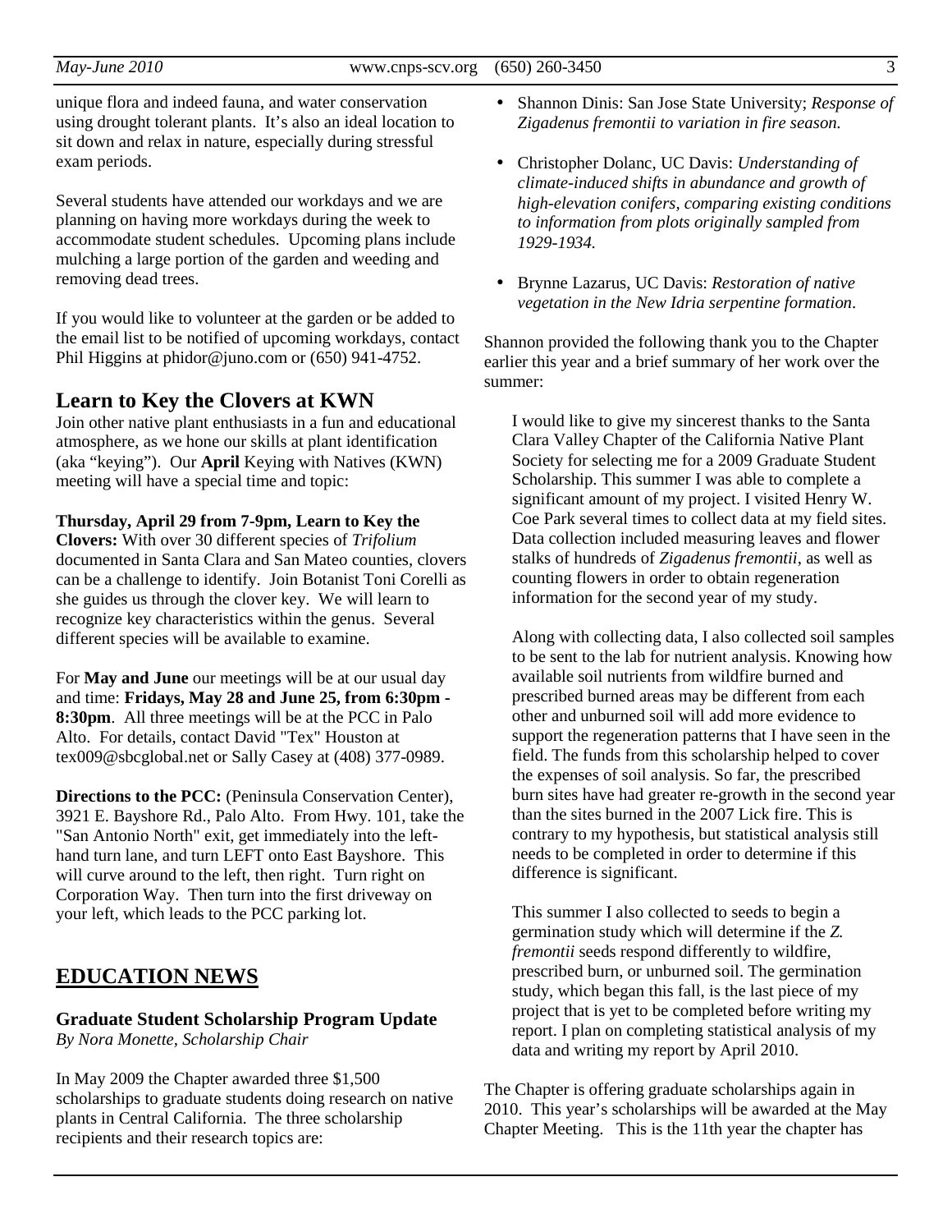unique flora and indeed fauna, and water conservation using drought tolerant plants. It's also an ideal location to sit down and relax in nature, especially during stressful exam periods.

Several students have attended our workdays and we are planning on having more workdays during the week to accommodate student schedules. Upcoming plans include mulching a large portion of the garden and weeding and removing dead trees.

If you would like to volunteer at the garden or be added to the email list to be notified of upcoming workdays, contact Phil Higgins at phidor@juno.com or (650) 941-4752.

## Learn to Key the Clovers at KWN

Join other native plant enthusiasts in a fun and educational atmosphere, as we hone our skills at plant identification (aka "keying"). Our **April** Keying with Natives (KWN) meeting will have a special time and topic:

**Thursday, April 29 from 7-9pm, Learn to Key the Clovers:** With over 30 different species of *Trifolium* documented in Santa Clara and San Mateo counties, clovers can be a challenge to identify. Join Botanist Toni Corelli as she guides us through the clover key. We will learn to recognize key characteristics within the genus. Several different species will be available to examine.

For **May and June** our meetings will be at our usual day and time: **Fridays, May 28 and June 25, from 6:30pm - 8:30pm**. All three meetings will be at the PCC in Palo Alto. For details, contact David "Tex" Houston at tex009@sbcglobal.net or Sally Casey at (408) 377-0989.

**Directions to the PCC:** (Peninsula Conservation Center), 3921 E. Bayshore Rd., Palo Alto. From Hwy. 101, take the "San Antonio North" exit, get immediately into the left-hand turn lane, and turn LEFT onto East Bayshore. This will curve around to the left, then right. Turn right on Corporation Way. Then turn into the first driveway on your left, which leads to the PCC parking lot.

## EDUCATION NEWS

### Graduate Student Scholarship Program Update

*By Nora Monette, Scholarship Chair*

In May 2009 the Chapter awarded three $1,500 scholarships to graduate students doing research on native plants in Central California. The three scholarship recipients and their research topics are:

- Shannon Dinis: San Jose State University; *Response of Zigadenus fremontii to variation in fire season.*
- Christopher Dolanc, UC Davis: *Understanding of climate-induced shifts in abundance and growth of high-elevation conifers, comparing existing conditions to information from plots originally sampled from 1929-1934.*
- Brynne Lazarus, UC Davis: *Restoration of native vegetation in the New Idria serpentine formation.*

Shannon provided the following thank you to the Chapter earlier this year and a brief summary of her work over the summer:

> I would like to give my sincerest thanks to the Santa Clara Valley Chapter of the California Native Plant Society for selecting me for a 2009 Graduate Student Scholarship. This summer I was able to complete a significant amount of my project. I visited Henry W. Coe Park several times to collect data at my field sites. Data collection included measuring leaves and flower stalks of hundreds of *Zigadenus fremontii*, as well as counting flowers in order to obtain regeneration information for the second year of my study.
>
> Along with collecting data, I also collected soil samples to be sent to the lab for nutrient analysis. Knowing how available soil nutrients from wildfire burned and prescribed burned areas may be different from each other and unburned soil will add more evidence to support the regeneration patterns that I have seen in the field. The funds from this scholarship helped to cover the expenses of soil analysis. So far, the prescribed burn sites have had greater re-growth in the second year than the sites burned in the 2007 Lick fire. This is contrary to my hypothesis, but statistical analysis still needs to be completed in order to determine if this difference is significant.
>
> This summer I also collected to seeds to begin a germination study which will determine if the *Z. fremontii* seeds respond differently to wildfire, prescribed burn, or unburned soil. The germination study, which began this fall, is the last piece of my project that is yet to be completed before writing my report. I plan on completing statistical analysis of my data and writing my report by April 2010.

The Chapter is offering graduate scholarships again in 2010. This year's scholarships will be awarded at the May Chapter Meeting. This is the 11th year the chapter has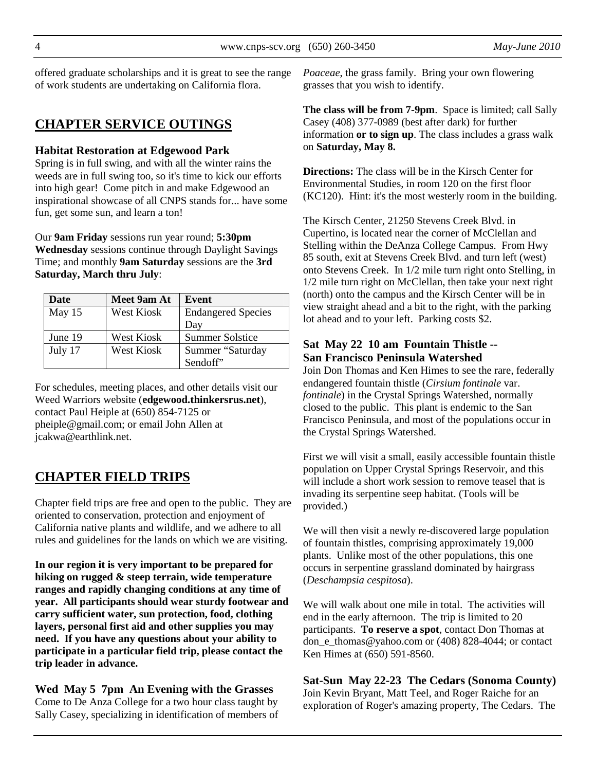offered graduate scholarships and it is great to see the range of work students are undertaking on California flora.

## CHAPTER SERVICE OUTINGS

### Habitat Restoration at Edgewood Park

Spring is in full swing, and with all the winter rains the weeds are in full swing too, so it's time to kick our efforts into high gear! Come pitch in and make Edgewood an inspirational showcase of all CNPS stands for... have some fun, get some sun, and learn a ton!

Our **9am Friday** sessions run year round; **5:30pm Wednesday** sessions continue through Daylight Savings Time; and monthly **9am Saturday** sessions are the **3rd Saturday, March thru July**:

| Date | Meet 9am At | Event |
|---|---|---|
| May 15 | West Kiosk | Endangered Species Day |
| June 19 | West Kiosk | Summer Solstice |
| July 17 | West Kiosk | Summer "Saturday Sendoff" |

For schedules, meeting places, and other details visit our Weed Warriors website (**edgewood.thinkersrus.net**), contact Paul Heiple at (650) 854-7125 or pheiple@gmail.com; or email John Allen at jcakwa@earthlink.net.

## CHAPTER FIELD TRIPS

Chapter field trips are free and open to the public. They are oriented to conservation, protection and enjoyment of California native plants and wildlife, and we adhere to all rules and guidelines for the lands on which we are visiting.

**In our region it is very important to be prepared for hiking on rugged & steep terrain, wide temperature ranges and rapidly changing conditions at any time of year. All participants should wear sturdy footwear and carry sufficient water, sun protection, food, clothing layers, personal first aid and other supplies you may need. If you have any questions about your ability to participate in a particular field trip, please contact the trip leader in advance.**

### Wed May 5 7pm An Evening with the Grasses

Come to De Anza College for a two hour class taught by Sally Casey, specializing in identification of members of *Poaceae*, the grass family. Bring your own flowering grasses that you wish to identify.

**The class will be from 7-9pm**. Space is limited; call Sally Casey (408) 377-0989 (best after dark) for further information **or to sign up**. The class includes a grass walk on **Saturday, May 8.**

**Directions:** The class will be in the Kirsch Center for Environmental Studies, in room 120 on the first floor (KC120). Hint: it's the most westerly room in the building.

The Kirsch Center, 21250 Stevens Creek Blvd. in Cupertino, is located near the corner of McClellan and Stelling within the DeAnza College Campus. From Hwy 85 south, exit at Stevens Creek Blvd. and turn left (west) onto Stevens Creek. In 1/2 mile turn right onto Stelling, in 1/2 mile turn right on McClellan, then take your next right (north) onto the campus and the Kirsch Center will be in view straight ahead and a bit to the right, with the parking lot ahead and to your left. Parking costs $2.

### Sat May 22 10 am Fountain Thistle -- San Francisco Peninsula Watershed

Join Don Thomas and Ken Himes to see the rare, federally endangered fountain thistle (*Cirsium fontinale* var. *fontinale*) in the Crystal Springs Watershed, normally closed to the public. This plant is endemic to the San Francisco Peninsula, and most of the populations occur in the Crystal Springs Watershed.

First we will visit a small, easily accessible fountain thistle population on Upper Crystal Springs Reservoir, and this will include a short work session to remove teasel that is invading its serpentine seep habitat. (Tools will be provided.)

We will then visit a newly re-discovered large population of fountain thistles, comprising approximately 19,000 plants. Unlike most of the other populations, this one occurs in serpentine grassland dominated by hairgrass (*Deschampsia cespitosa*).

We will walk about one mile in total. The activities will end in the early afternoon. The trip is limited to 20 participants. **To reserve a spot**, contact Don Thomas at don_e_thomas@yahoo.com or (408) 828-4044; or contact Ken Himes at (650) 591-8560.

### Sat-Sun May 22-23 The Cedars (Sonoma County)

Join Kevin Bryant, Matt Teel, and Roger Raiche for an exploration of Roger's amazing property, The Cedars. The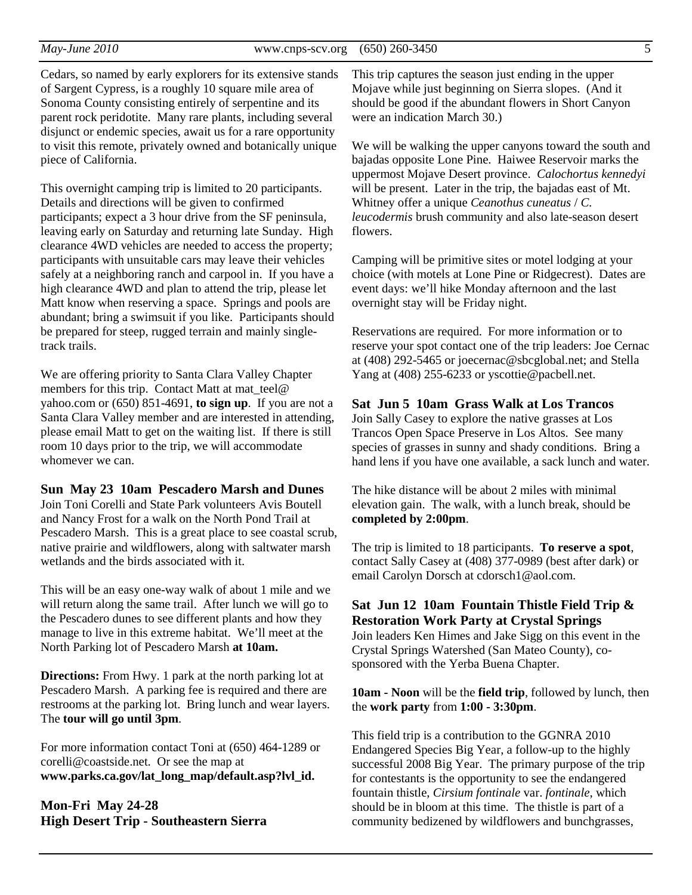Cedars, so named by early explorers for its extensive stands of Sargent Cypress, is a roughly 10 square mile area of Sonoma County consisting entirely of serpentine and its parent rock peridotite. Many rare plants, including several disjunct or endemic species, await us for a rare opportunity to visit this remote, privately owned and botanically unique piece of California.

This overnight camping trip is limited to 20 participants. Details and directions will be given to confirmed participants; expect a 3 hour drive from the SF peninsula, leaving early on Saturday and returning late Sunday. High clearance 4WD vehicles are needed to access the property; participants with unsuitable cars may leave their vehicles safely at a neighboring ranch and carpool in. If you have a high clearance 4WD and plan to attend the trip, please let Matt know when reserving a space. Springs and pools are abundant; bring a swimsuit if you like. Participants should be prepared for steep, rugged terrain and mainly single-track trails.

We are offering priority to Santa Clara Valley Chapter members for this trip. Contact Matt at mat_teel@yahoo.com or (650) 851-4691, **to sign up**. If you are not a Santa Clara Valley member and are interested in attending, please email Matt to get on the waiting list. If there is still room 10 days prior to the trip, we will accommodate whomever we can.

**Sun May 23 10am Pescadero Marsh and Dunes**

Join Toni Corelli and State Park volunteers Avis Boutell and Nancy Frost for a walk on the North Pond Trail at Pescadero Marsh. This is a great place to see coastal scrub, native prairie and wildflowers, along with saltwater marsh wetlands and the birds associated with it.

This will be an easy one-way walk of about 1 mile and we will return along the same trail. After lunch we will go to the Pescadero dunes to see different plants and how they manage to live in this extreme habitat. We'll meet at the North Parking lot of Pescadero Marsh **at 10am.**

**Directions:** From Hwy. 1 park at the north parking lot at Pescadero Marsh. A parking fee is required and there are restrooms at the parking lot. Bring lunch and wear layers. The **tour will go until 3pm**.

For more information contact Toni at (650) 464-1289 or corelli@coastside.net. Or see the map at **www.parks.ca.gov/lat_long_map/default.asp?lvl_id.**

**Mon-Fri May 24-28**
**High Desert Trip - Southeastern Sierra**

This trip captures the season just ending in the upper Mojave while just beginning on Sierra slopes. (And it should be good if the abundant flowers in Short Canyon were an indication March 30.)

We will be walking the upper canyons toward the south and bajadas opposite Lone Pine. Haiwee Reservoir marks the uppermost Mojave Desert province. *Calochortus kennedyi* will be present. Later in the trip, the bajadas east of Mt. Whitney offer a unique *Ceanothus cuneatus* / *C. leucodermis* brush community and also late-season desert flowers.

Camping will be primitive sites or motel lodging at your choice (with motels at Lone Pine or Ridgecrest). Dates are event days: we'll hike Monday afternoon and the last overnight stay will be Friday night.

Reservations are required. For more information or to reserve your spot contact one of the trip leaders: Joe Cernac at (408) 292-5465 or joecernac@sbcglobal.net; and Stella Yang at (408) 255-6233 or yscottie@pacbell.net.

**Sat Jun 5 10am Grass Walk at Los Trancos**

Join Sally Casey to explore the native grasses at Los Trancos Open Space Preserve in Los Altos. See many species of grasses in sunny and shady conditions. Bring a hand lens if you have one available, a sack lunch and water.

The hike distance will be about 2 miles with minimal elevation gain. The walk, with a lunch break, should be **completed by 2:00pm**.

The trip is limited to 18 participants. **To reserve a spot**, contact Sally Casey at (408) 377-0989 (best after dark) or email Carolyn Dorsch at cdorsch1@aol.com.

**Sat Jun 12 10am Fountain Thistle Field Trip & Restoration Work Party at Crystal Springs**

Join leaders Ken Himes and Jake Sigg on this event in the Crystal Springs Watershed (San Mateo County), co-sponsored with the Yerba Buena Chapter.

**10am - Noon** will be the **field trip**, followed by lunch, then the **work party** from **1:00 - 3:30pm**.

This field trip is a contribution to the GGNRA 2010 Endangered Species Big Year, a follow-up to the highly successful 2008 Big Year. The primary purpose of the trip for contestants is the opportunity to see the endangered fountain thistle, *Cirsium fontinale* var. *fontinale*, which should be in bloom at this time. The thistle is part of a community bedizened by wildflowers and bunchgrasses,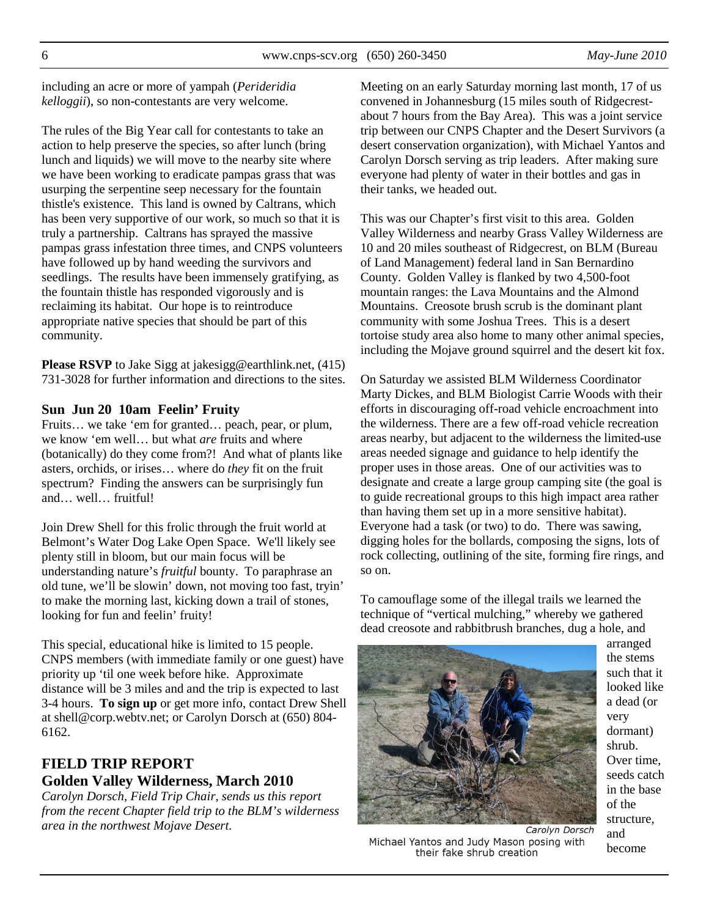including an acre or more of yampah (*Perideridia kelloggii*), so non-contestants are very welcome.

The rules of the Big Year call for contestants to take an action to help preserve the species, so after lunch (bring lunch and liquids) we will move to the nearby site where we have been working to eradicate pampas grass that was usurping the serpentine seep necessary for the fountain thistle's existence. This land is owned by Caltrans, which has been very supportive of our work, so much so that it is truly a partnership. Caltrans has sprayed the massive pampas grass infestation three times, and CNPS volunteers have followed up by hand weeding the survivors and seedlings. The results have been immensely gratifying, as the fountain thistle has responded vigorously and is reclaiming its habitat. Our hope is to reintroduce appropriate native species that should be part of this community.

**Please RSVP** to Jake Sigg at jakesigg@earthlink.net, (415) 731-3028 for further information and directions to the sites.

### Sun Jun 20 10am Feelin' Fruity

Fruits… we take 'em for granted… peach, pear, or plum, we know 'em well… but what *are* fruits and where (botanically) do they come from?! And what of plants like asters, orchids, or irises… where do *they* fit on the fruit spectrum? Finding the answers can be surprisingly fun and… well… fruitful!

Join Drew Shell for this frolic through the fruit world at Belmont's Water Dog Lake Open Space. We'll likely see plenty still in bloom, but our main focus will be understanding nature's *fruitful* bounty. To paraphrase an old tune, we'll be slowin' down, not moving too fast, tryin' to make the morning last, kicking down a trail of stones, looking for fun and feelin' fruity!

This special, educational hike is limited to 15 people. CNPS members (with immediate family or one guest) have priority up 'til one week before hike. Approximate distance will be 3 miles and and the trip is expected to last 3-4 hours. **To sign up** or get more info, contact Drew Shell at shell@corp.webtv.net; or Carolyn Dorsch at (650) 804-6162.

## FIELD TRIP REPORT
## Golden Valley Wilderness, March 2010

*Carolyn Dorsch, Field Trip Chair, sends us this report from the recent Chapter field trip to the BLM's wilderness area in the northwest Mojave Desert.*

Meeting on an early Saturday morning last month, 17 of us convened in Johannesburg (15 miles south of Ridgecrest-about 7 hours from the Bay Area). This was a joint service trip between our CNPS Chapter and the Desert Survivors (a desert conservation organization), with Michael Yantos and Carolyn Dorsch serving as trip leaders. After making sure everyone had plenty of water in their bottles and gas in their tanks, we headed out.

This was our Chapter's first visit to this area. Golden Valley Wilderness and nearby Grass Valley Wilderness are 10 and 20 miles southeast of Ridgecrest, on BLM (Bureau of Land Management) federal land in San Bernardino County. Golden Valley is flanked by two 4,500-foot mountain ranges: the Lava Mountains and the Almond Mountains. Creosote brush scrub is the dominant plant community with some Joshua Trees. This is a desert tortoise study area also home to many other animal species, including the Mojave ground squirrel and the desert kit fox.

On Saturday we assisted BLM Wilderness Coordinator Marty Dickes, and BLM Biologist Carrie Woods with their efforts in discouraging off-road vehicle encroachment into the wilderness. There are a few off-road vehicle recreation areas nearby, but adjacent to the wilderness the limited-use areas needed signage and guidance to help identify the proper uses in those areas. One of our activities was to designate and create a large group camping site (the goal is to guide recreational groups to this high impact area rather than having them set up in a more sensitive habitat). Everyone had a task (or two) to do. There was sawing, digging holes for the bollards, composing the signs, lots of rock collecting, outlining of the site, forming fire rings, and so on.

To camouflage some of the illegal trails we learned the technique of "vertical mulching," whereby we gathered dead creosote and rabbitbrush branches, dug a hole, and arranged the stems such that it looked like a dead (or very dormant) shrub. Over time, seeds catch in the base of the structure, and become

*Carolyn Dorsch*

Michael Yantos and Judy Mason posing with their fake shrub creation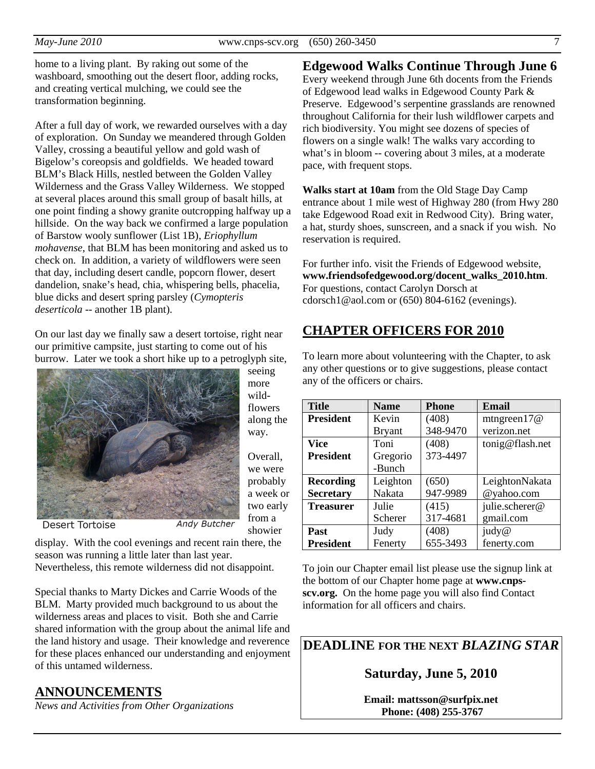home to a living plant. By raking out some of the washboard, smoothing out the desert floor, adding rocks, and creating vertical mulching, we could see the transformation beginning.

After a full day of work, we rewarded ourselves with a day of exploration. On Sunday we meandered through Golden Valley, crossing a beautiful yellow and gold wash of Bigelow's coreopsis and goldfields. We headed toward BLM's Black Hills, nestled between the Golden Valley Wilderness and the Grass Valley Wilderness. We stopped at several places around this small group of basalt hills, at one point finding a showy granite outcropping halfway up a hillside. On the way back we confirmed a large population of Barstow wooly sunflower (List 1B), *Eriophyllum mohavense*, that BLM has been monitoring and asked us to check on. In addition, a variety of wildflowers were seen that day, including desert candle, popcorn flower, desert dandelion, snake's head, chia, whispering bells, phacelia, blue dicks and desert spring parsley (*Cymopteris deserticola* -- another 1B plant).

On our last day we finally saw a desert tortoise, right near our primitive campsite, just starting to come out of his burrow. Later we took a short hike up to a petroglyph site, seeing more wildflowers along the way.

Desert Tortoise — *Andy Butcher*

Overall, we were probably a week or two early from a showier display. With the cool evenings and recent rain there, the season was running a little later than last year. Nevertheless, this remote wilderness did not disappoint.

Special thanks to Marty Dickes and Carrie Woods of the BLM. Marty provided much background to us about the wilderness areas and places to visit. Both she and Carrie shared information with the group about the animal life and the land history and usage. Their knowledge and reverence for these places enhanced our understanding and enjoyment of this untamed wilderness.

## ANNOUNCEMENTS

*News and Activities from Other Organizations*

### Edgewood Walks Continue Through June 6

Every weekend through June 6th docents from the Friends of Edgewood lead walks in Edgewood County Park & Preserve. Edgewood's serpentine grasslands are renowned throughout California for their lush wildflower carpets and rich biodiversity. You might see dozens of species of flowers on a single walk! The walks vary according to what's in bloom -- covering about 3 miles, at a moderate pace, with frequent stops.

**Walks start at 10am** from the Old Stage Day Camp entrance about 1 mile west of Highway 280 (from Hwy 280 take Edgewood Road exit in Redwood City). Bring water, a hat, sturdy shoes, sunscreen, and a snack if you wish. No reservation is required.

For further info. visit the Friends of Edgewood website, **www.friendsofedgewood.org/docent_walks_2010.htm**. For questions, contact Carolyn Dorsch at cdorsch1@aol.com or (650) 804-6162 (evenings).

## CHAPTER OFFICERS FOR 2010

To learn more about volunteering with the Chapter, to ask any other questions or to give suggestions, please contact any of the officers or chairs.

| Title | Name | Phone | Email |
|---|---|---|---|
| **President** | Kevin Bryant | (408) 348-9470 | mtngreen17@verizon.net |
| **Vice President** | Toni Gregorio-Bunch | (408) 373-4497 | tonig@flash.net |
| **Recording Secretary** | Leighton Nakata | (650) 947-9989 | LeightonNakata@yahoo.com |
| **Treasurer** | Julie Scherer | (415) 317-4681 | julie.scherer@gmail.com |
| **Past President** | Judy Fenerty | (408) 655-3493 | judy@fenerty.com |

To join our Chapter email list please use the signup link at the bottom of our Chapter home page at **www.cnps-scv.org.** On the home page you will also find Contact information for all officers and chairs.

**DEADLINE FOR THE NEXT *BLAZING STAR***

**Saturday, June 5, 2010**

**Email: mattsson@surfpix.net**
**Phone: (408) 255-3767**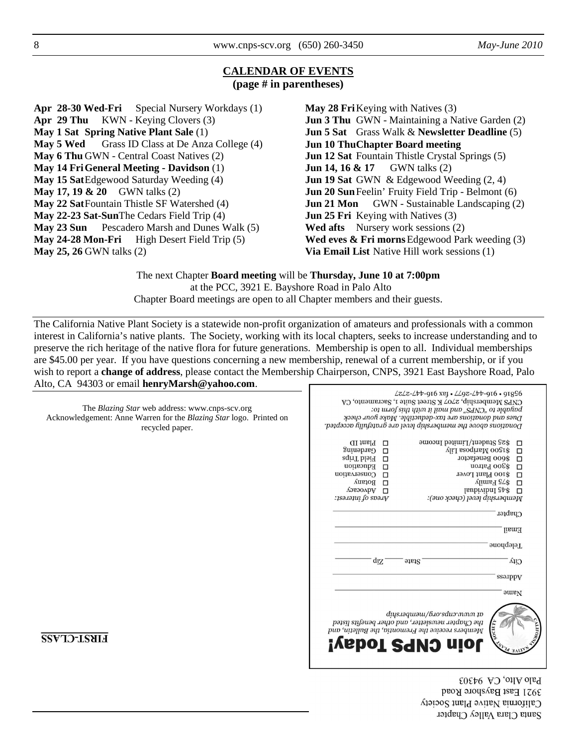## CALENDAR OF EVENTS
**(page # in parentheses)**

**Apr 28-30 Wed-Fri** Special Nursery Workdays (1)
**Apr 29 Thu** KWN - Keying Clovers (3)
**May 1 Sat Spring Native Plant Sale** (1)
**May 5 Wed** Grass ID Class at De Anza College (4)
**May 6 Thu** GWN - Central Coast Natives (2)
**May 14 Fri General Meeting - Davidson** (1)
**May 15 Sat** Edgewood Saturday Weeding (4)
**May 17, 19 & 20** GWN talks (2)
**May 22 Sat** Fountain Thistle SF Watershed (4)
**May 22-23 Sat-Sun** The Cedars Field Trip (4)
**May 23 Sun** Pescadero Marsh and Dunes Walk (5)
**May 24-28 Mon-Fri** High Desert Field Trip (5)
**May 25, 26** GWN talks (2)
**May 28 Fri** Keying with Natives (3)
**Jun 3 Thu** GWN - Maintaining a Native Garden (2)
**Jun 5 Sat** Grass Walk & **Newsletter Deadline** (5)
**Jun 10 Thu Chapter Board meeting**
**Jun 12 Sat** Fountain Thistle Crystal Springs (5)
**Jun 14, 16 & 17** GWN talks (2)
**Jun 19 Sat** GWN & Edgewood Weeding (2, 4)
**Jun 20 Sun** Feelin' Fruity Field Trip - Belmont (6)
**Jun 21 Mon** GWN - Sustainable Landscaping (2)
**Jun 25 Fri** Keying with Natives (3)
**Wed afts** Nursery work sessions (2)
**Wed eves & Fri morns** Edgewood Park weeding (3)
**Via Email List** Native Hill work sessions (1)

The next Chapter **Board meeting** will be **Thursday, June 10 at 7:00pm** at the PCC, 3921 E. Bayshore Road in Palo Alto
Chapter Board meetings are open to all Chapter members and their guests.

The California Native Plant Society is a statewide non-profit organization of amateurs and professionals with a common interest in California's native plants. The Society, working with its local chapters, seeks to increase understanding and to preserve the rich heritage of the native flora for future generations. Membership is open to all. Individual memberships are $45.00 per year. If you have questions concerning a new membership, renewal of a current membership, or if you wish to report a **change of address**, please contact the Membership Chairperson, CNPS, 3921 East Bayshore Road, Palo Alto, CA 94303 or email **henryMarsh@yahoo.com**.

The *Blazing Star* web address: www.cnps-scv.org
Acknowledgement: Anne Warren for the *Blazing Star* logo. Printed on recycled paper.

**Join CNPS Today!**

*Members receive the Fremontia, the Bulletin, and the Chapter newsletter, and other benefits listed at www.cnps.org/membership*

Name

Address

City State Zip

Telephone

Email

Chapter

*Membership level (check one):*
- ☐ $45 Individual
- ☐ $75 Family
- ☐ $100 Plant Lover
- ☐ $300 Patron
- ☐ $600 Benefactor
- ☐ $1500 Mariposa Lily
- ☐ $25 Student/Limited Income

*Areas of interest:*
- ☐ Advocacy
- ☐ Botany
- ☐ Conservation
- ☐ Education
- ☐ Field Trips
- ☐ Gardening
- ☐ Plant ID

*Donations above the membership level are gratefully accepted. Dues and donations are tax-deductible. Make your check payable to "CNPS" and mail it with this form to:*
CNPS Membership, 2707 K Street Suite 1, Sacramento, CA 95816 • 916-447-2677 • fax 916-447-2727

Santa Clara Valley Chapter
California Native Plant Society
3921 East Bayshore Road
Palo Alto, CA 94303

FIRST-CLASS